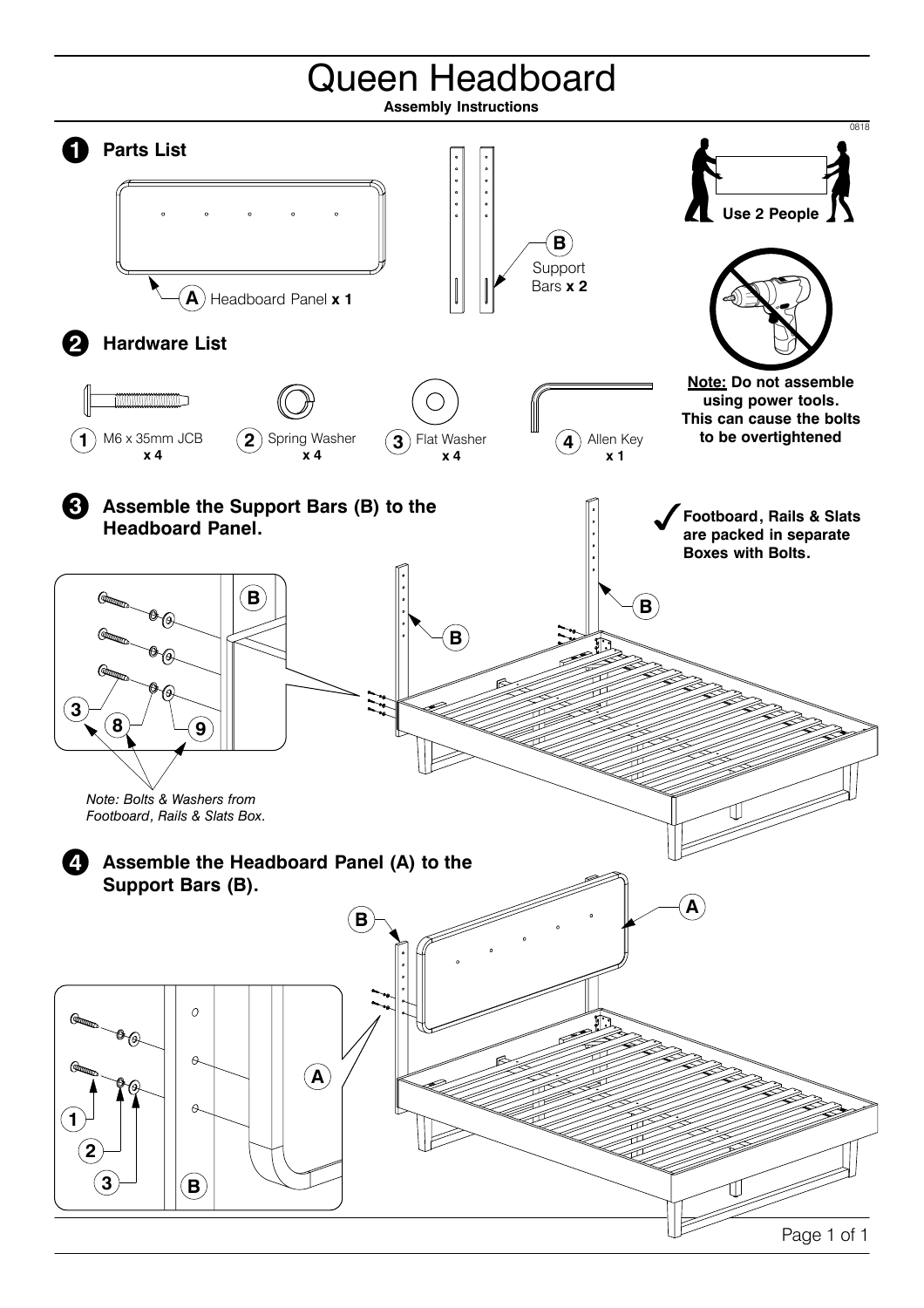# Queen Headboard

**Assembly Instructions**

0818

## 1 Parts List

**A** Headboard Panel **x 1**

**B** Support Bars **x 2**

**Use 2 People**

**Note: Do not assemble using power tools. This can cause the bolts to be overtightened**

## 2 Hardware List

| No. | Part | Qty |
|---|---|---|
| 1 | M6 x 35mm JCB | x 4 |
| 2 | Spring Washer | x 4 |
| 3 | Flat Washer | x 4 |
| 4 | Allen Key | x 1 |

## 3 Assemble the Support Bars (B) to the Headboard Panel.

**Footboard, Rails & Slats are packed in separate Boxes with Bolts.**

B, B, B, 3, 8, 9

*Note: Bolts & Washers from Footboard, Rails & Slats Box.*

## 4 Assemble the Headboard Panel (A) to the Support Bars (B).

B, A, A, 1, 2, 3, B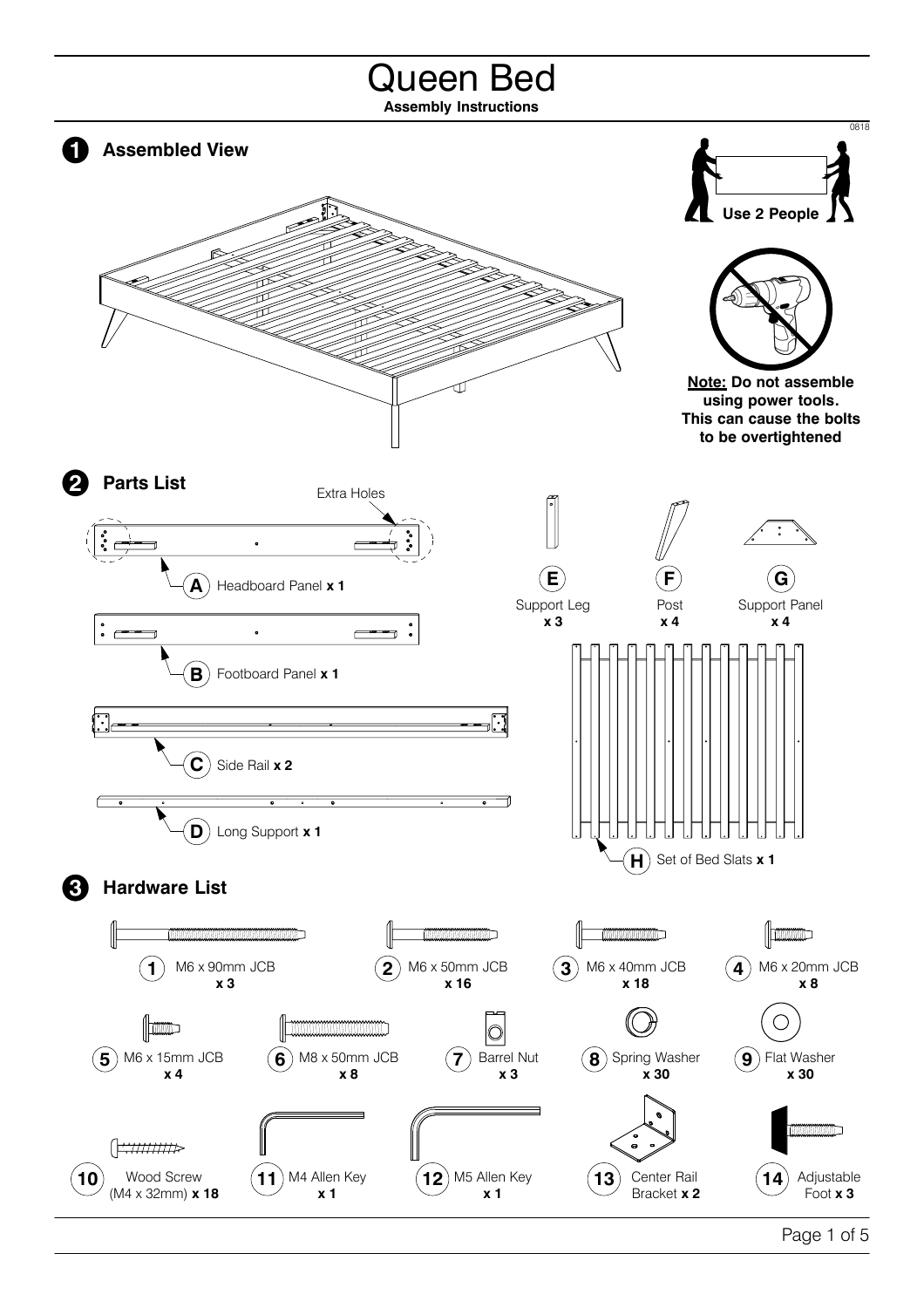# Queen Bed

**Assembly Instructions**

0818

## 1 Assembled View

**Use 2 People**

**Note:** **Do not assemble using power tools. This can cause the bolts to be overtightened**

## 2 Parts List

Extra Holes

- **A** Headboard Panel **x 1**
- **B** Footboard Panel **x 1**
- **C** Side Rail **x 2**
- **D** Long Support **x 1**
- **E** Support Leg **x 3**
- **F** Post **x 4**
- **G** Support Panel **x 4**
- **H** Set of Bed Slats **x 1**

## 3 Hardware List

| No. | Item | Qty |
|---|---|---|
| 1 | M6 x 90mm JCB | x 3 |
| 2 | M6 x 50mm JCB | x 16 |
| 3 | M6 x 40mm JCB | x 18 |
| 4 | M6 x 20mm JCB | x 8 |
| 5 | M6 x 15mm JCB | x 4 |
| 6 | M8 x 50mm JCB | x 8 |
| 7 | Barrel Nut | x 3 |
| 8 | Spring Washer | x 30 |
| 9 | Flat Washer | x 30 |
| 10 | Wood Screw (M4 x 32mm) | x 18 |
| 11 | M4 Allen Key | x 1 |
| 12 | M5 Allen Key | x 1 |
| 13 | Center Rail Bracket | x 2 |
| 14 | Adjustable Foot | x 3 |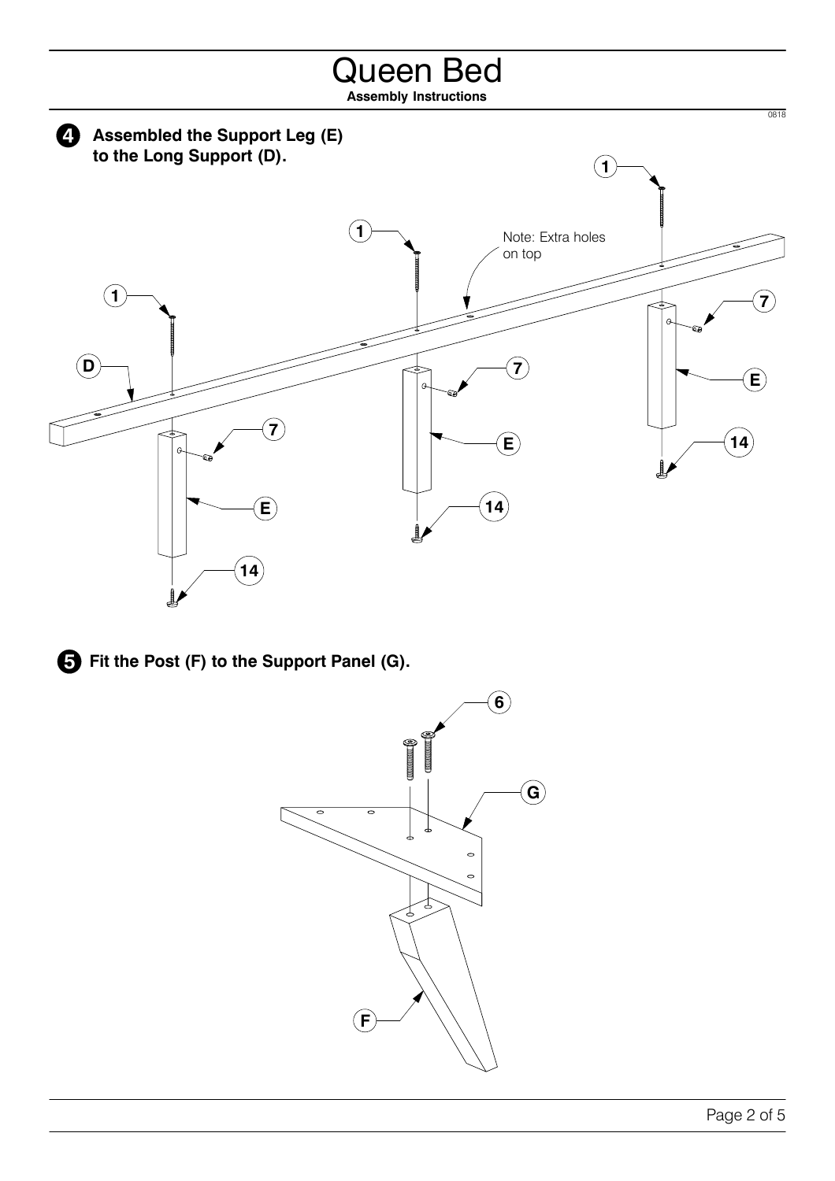# Queen Bed

**Assembly Instructions**

0818

**4** **Assembled the Support Leg (E) to the Long Support (D).**

Note: Extra holes on top

**5** **Fit the Post (F) to the Support Panel (G).**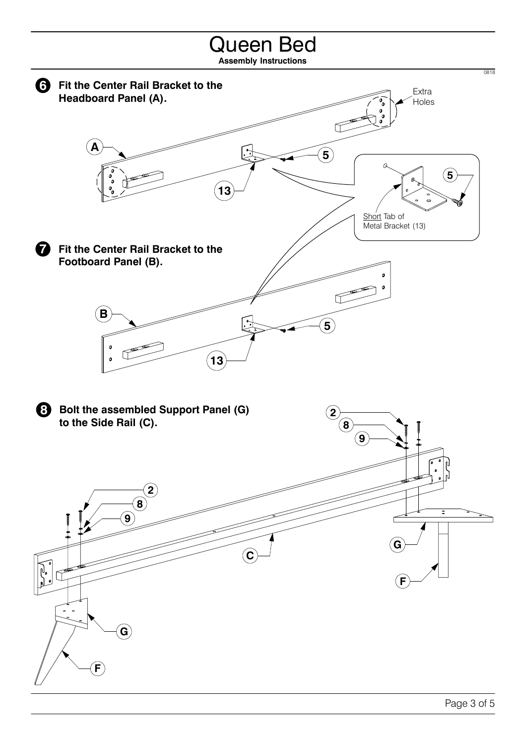# Queen Bed

**Assembly Instructions**

0818

**6 Fit the Center Rail Bracket to the Headboard Panel (A).**

A

13

5

Extra Holes

5

Short Tab of Metal Bracket (13)

**7 Fit the Center Rail Bracket to the Footboard Panel (B).**

B

13

5

**8 Bolt the assembled Support Panel (G) to the Side Rail (C).**

2

8

9

C

G

F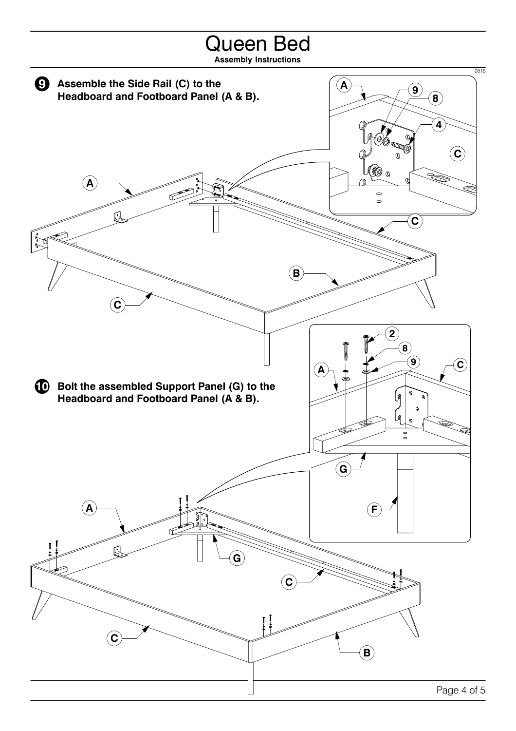# Queen Bed

**Assembly Instructions**

**9** **Assemble the Side Rail (C) to the Headboard and Footboard Panel (A & B).**

**10** **Bolt the assembled Support Panel (G) to the Headboard and Footboard Panel (A & B).**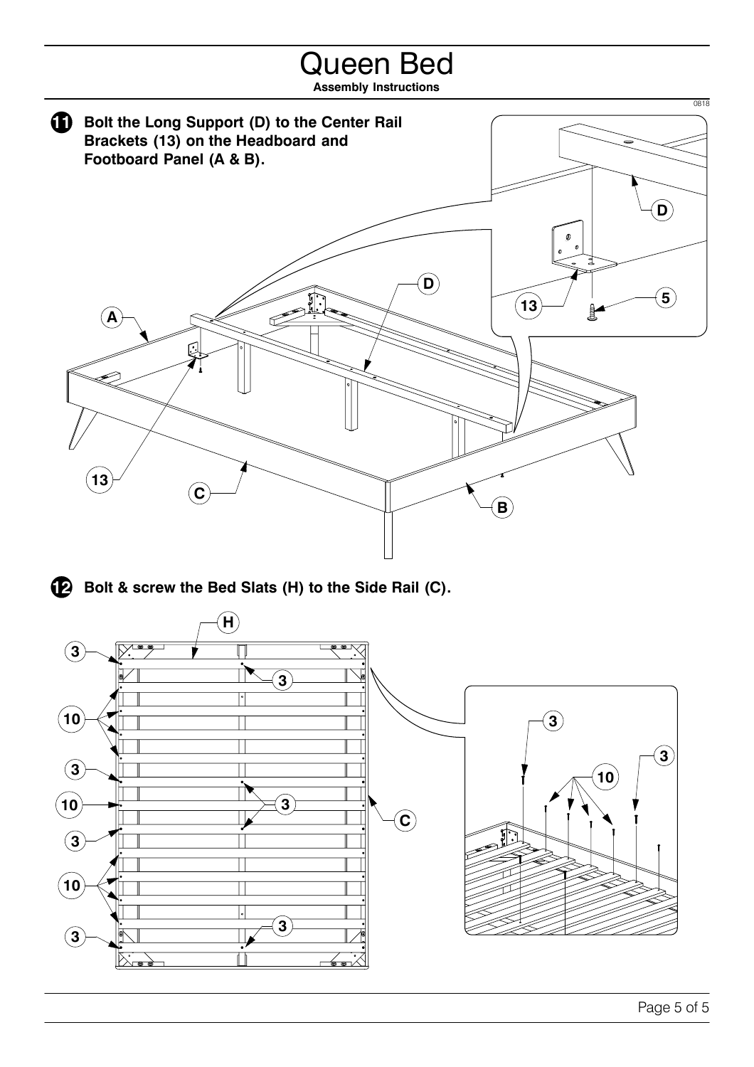# Queen Bed

**Assembly Instructions**

0818

**11** **Bolt the Long Support (D) to the Center Rail Brackets (13) on the Headboard and Footboard Panel (A & B).**

D

13

5

A

D

13

C

B

**12** **Bolt & screw the Bed Slats (H) to the Side Rail (C).**

H

3

3

10

3

10

3

3

10

3

3

C

3

3

10